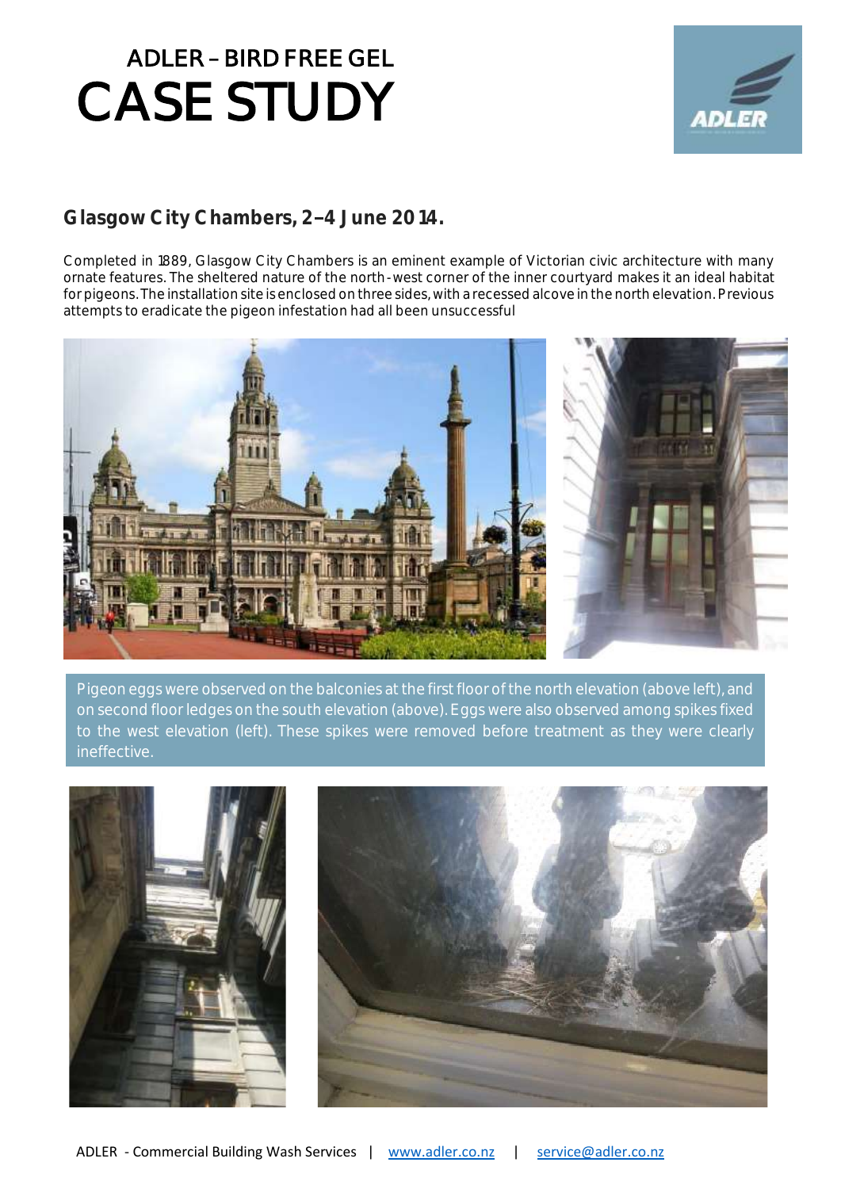# ADLER – BIRD FREE GEL
# CASE STUDY

## Glasgow City Chambers, 2–4 June 2014.

Completed in 1889, Glasgow City Chambers is an eminent example of Victorian civic architecture with many ornate features. The sheltered nature of the north-west corner of the inner courtyard makes it an ideal habitat for pigeons. The installation site is enclosed on three sides, with a recessed alcove in the north elevation. Previous attempts to eradicate the pigeon infestation had all been unsuccessful

Pigeon eggs were observed on the balconies at the first floor of the north elevation (above left), and on second floor ledges on the south elevation (above). Eggs were also observed among spikes fixed to the west elevation (left). These spikes were removed before treatment as they were clearly ineffective.

ADLER - Commercial Building Wash Services | www.adler.co.nz | service@adler.co.nz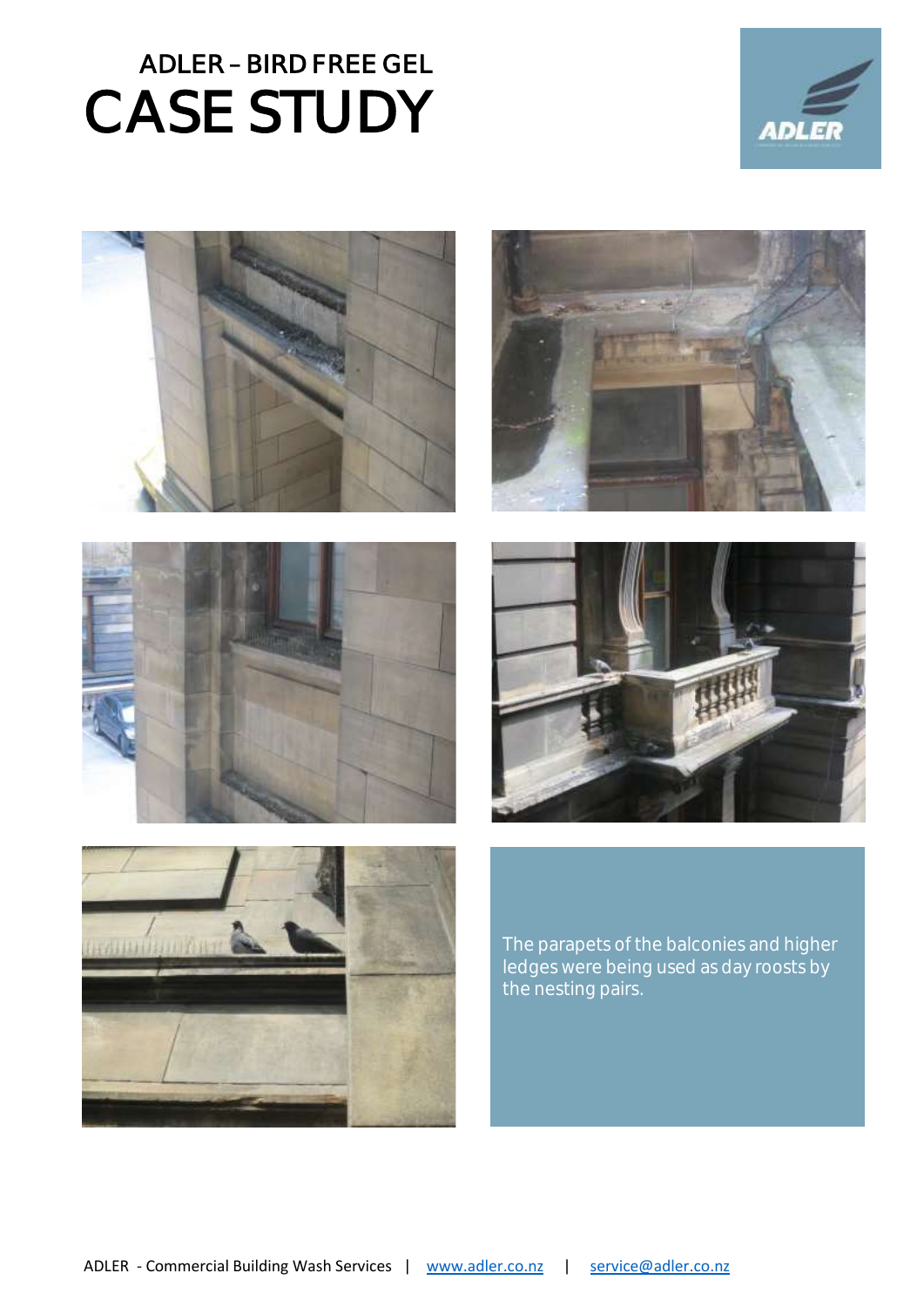ADLER – BIRD FREE GEL

# CASE STUDY

The parapets of the balconies and higher ledges were being used as day roosts by the nesting pairs.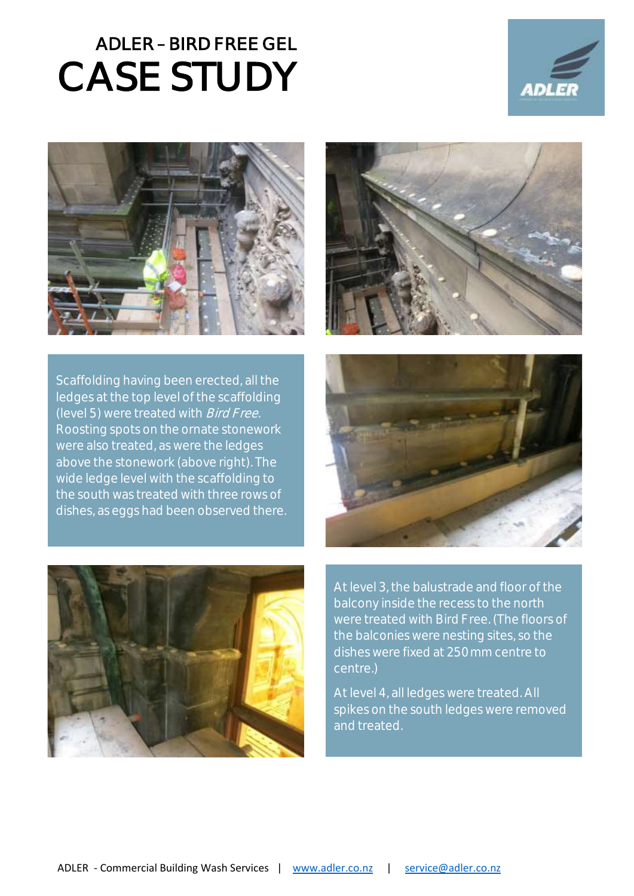ADLER – BIRD FREE GEL

# CASE STUDY

Scaffolding having been erected, all the ledges at the top level of the scaffolding (level 5) were treated with *Bird Free*. Roosting spots on the ornate stonework were also treated, as were the ledges above the stonework (above right). The wide ledge level with the scaffolding to the south was treated with three rows of dishes, as eggs had been observed there.

At level 3, the balustrade and floor of the balcony inside the recess to the north were treated with Bird Free. (The floors of the balconies were nesting sites, so the dishes were fixed at 250 mm centre to centre.)

At level 4, all ledges were treated. All spikes on the south ledges were removed and treated.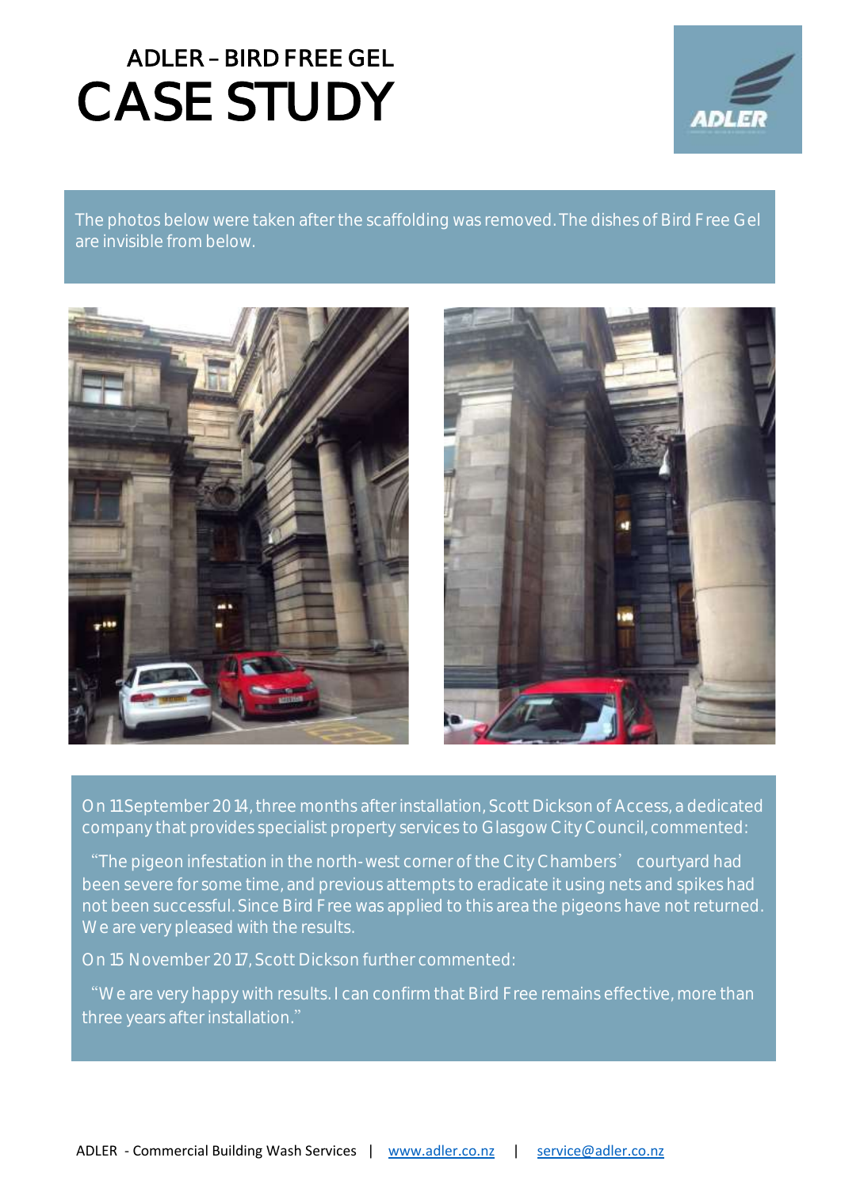# ADLER – BIRD FREE GEL
# CASE STUDY

The photos below were taken after the scaffolding was removed. The dishes of Bird Free Gel are invisible from below.

On 11 September 2014, three months after installation, Scott Dickson of Access, a dedicated company that provides specialist property services to Glasgow City Council, commented:

"The pigeon infestation in the north-west corner of the City Chambers' courtyard had been severe for some time, and previous attempts to eradicate it using nets and spikes had not been successful. Since Bird Free was applied to this area the pigeons have not returned. We are very pleased with the results.

On 15 November 2017, Scott Dickson further commented:

"We are very happy with results. I can confirm that Bird Free remains effective, more than three years after installation."

ADLER - Commercial Building Wash Services | www.adler.co.nz | service@adler.co.nz